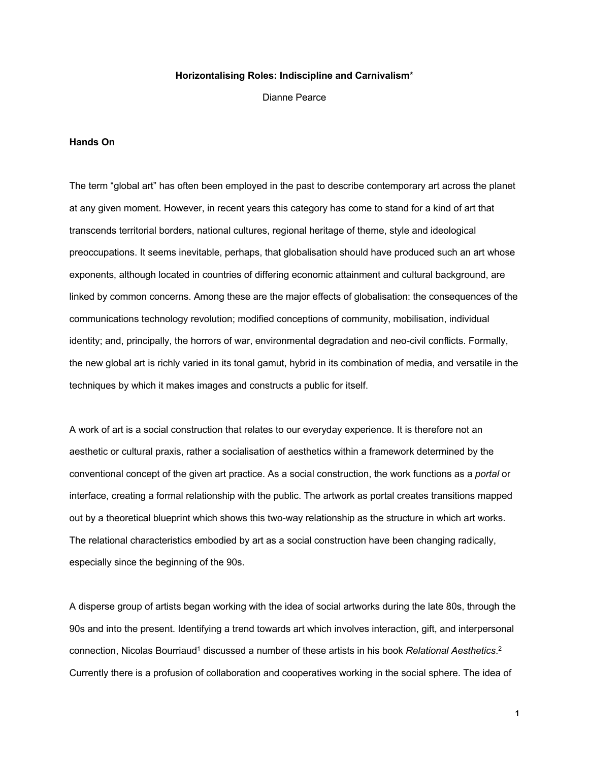**Horizontalising Roles: Indiscipline and Carnivalism***

Dianne Pearce

## Hands On

The term “global art” has often been employed in the past to describe contemporary art across the planet at any given moment. However, in recent years this category has come to stand for a kind of art that transcends territorial borders, national cultures, regional heritage of theme, style and ideological preoccupations. It seems inevitable, perhaps, that globalisation should have produced such an art whose exponents, although located in countries of differing economic attainment and cultural background, are linked by common concerns. Among these are the major effects of globalisation: the consequences of the communications technology revolution; modified conceptions of community, mobilisation, individual identity; and, principally, the horrors of war, environmental degradation and neo-civil conflicts. Formally, the new global art is richly varied in its tonal gamut, hybrid in its combination of media, and versatile in the techniques by which it makes images and constructs a public for itself.

A work of art is a social construction that relates to our everyday experience. It is therefore not an aesthetic or cultural praxis, rather a socialisation of aesthetics within a framework determined by the conventional concept of the given art practice. As a social construction, the work functions as a *portal* or interface, creating a formal relationship with the public. The artwork as portal creates transitions mapped out by a theoretical blueprint which shows this two-way relationship as the structure in which art works. The relational characteristics embodied by art as a social construction have been changing radically, especially since the beginning of the 90s.

A disperse group of artists began working with the idea of social artworks during the late 80s, through the 90s and into the present. Identifying a trend towards art which involves interaction, gift, and interpersonal connection, Nicolas Bourriaud[1] discussed a number of these artists in his book *Relational Aesthetics*.[2] Currently there is a profusion of collaboration and cooperatives working in the social sphere. The idea of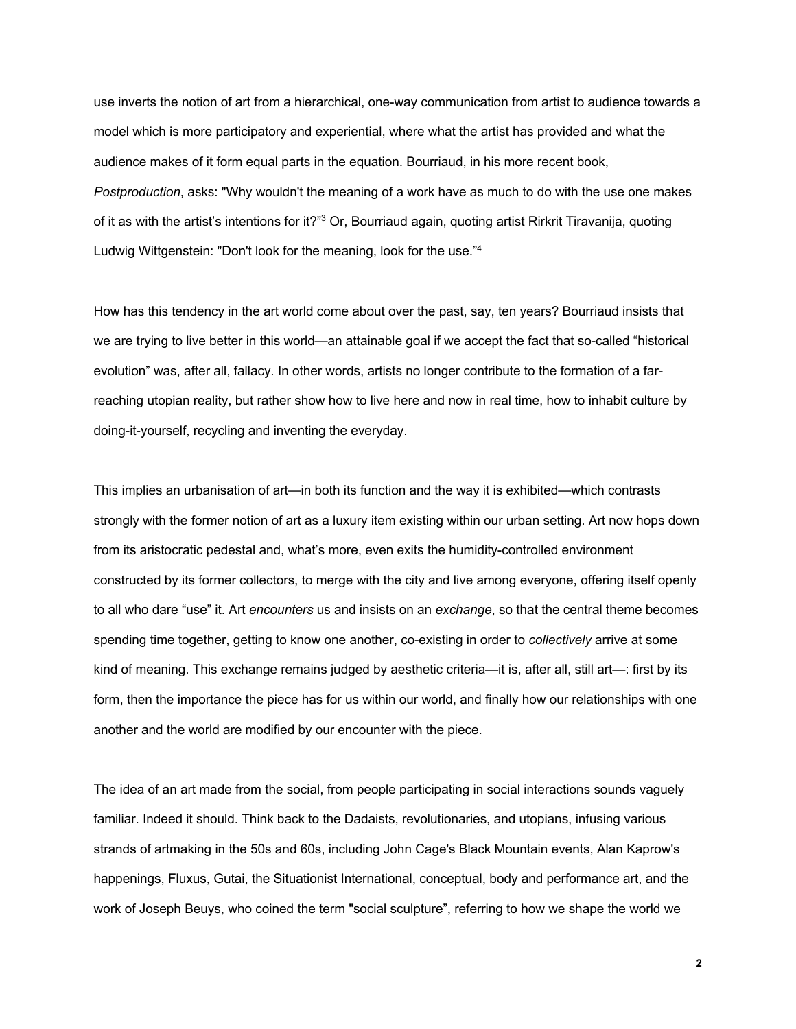use inverts the notion of art from a hierarchical, one-way communication from artist to audience towards a model which is more participatory and experiential, where what the artist has provided and what the audience makes of it form equal parts in the equation. Bourriaud, in his more recent book, *Postproduction*, asks: "Why wouldn't the meaning of a work have as much to do with the use one makes of it as with the artist's intentions for it?"[3] Or, Bourriaud again, quoting artist Rirkrit Tiravanija, quoting Ludwig Wittgenstein: "Don't look for the meaning, look for the use."[4]

How has this tendency in the art world come about over the past, say, ten years? Bourriaud insists that we are trying to live better in this world—an attainable goal if we accept the fact that so-called "historical evolution" was, after all, fallacy. In other words, artists no longer contribute to the formation of a far-reaching utopian reality, but rather show how to live here and now in real time, how to inhabit culture by doing-it-yourself, recycling and inventing the everyday.

This implies an urbanisation of art—in both its function and the way it is exhibited—which contrasts strongly with the former notion of art as a luxury item existing within our urban setting. Art now hops down from its aristocratic pedestal and, what's more, even exits the humidity-controlled environment constructed by its former collectors, to merge with the city and live among everyone, offering itself openly to all who dare "use" it. Art *encounters* us and insists on an *exchange*, so that the central theme becomes spending time together, getting to know one another, co-existing in order to *collectively* arrive at some kind of meaning. This exchange remains judged by aesthetic criteria—it is, after all, still art—: first by its form, then the importance the piece has for us within our world, and finally how our relationships with one another and the world are modified by our encounter with the piece.

The idea of an art made from the social, from people participating in social interactions sounds vaguely familiar. Indeed it should. Think back to the Dadaists, revolutionaries, and utopians, infusing various strands of artmaking in the 50s and 60s, including John Cage's Black Mountain events, Alan Kaprow's happenings, Fluxus, Gutai, the Situationist International, conceptual, body and performance art, and the work of Joseph Beuys, who coined the term "social sculpture", referring to how we shape the world we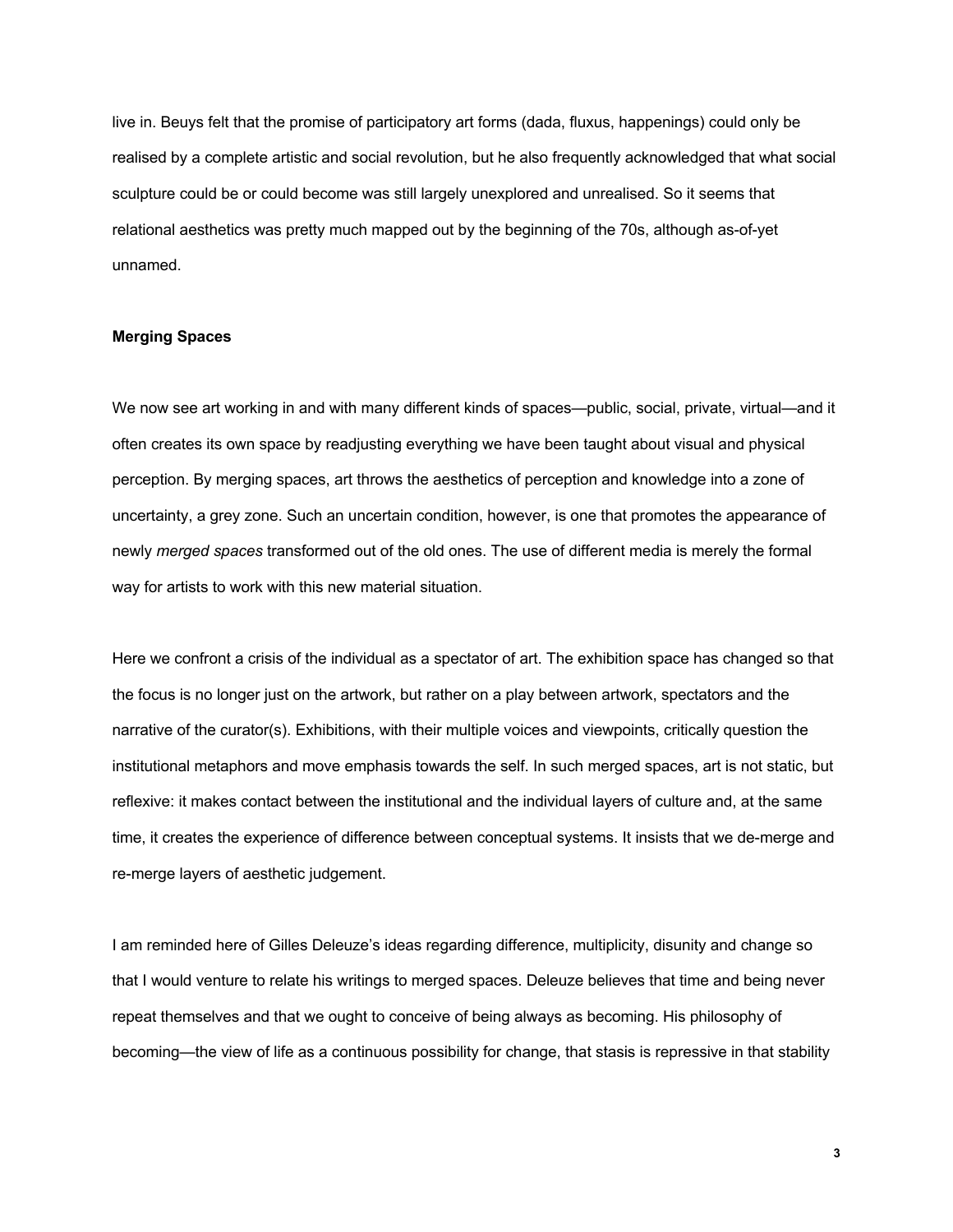live in. Beuys felt that the promise of participatory art forms (dada, fluxus, happenings) could only be realised by a complete artistic and social revolution, but he also frequently acknowledged that what social sculpture could be or could become was still largely unexplored and unrealised. So it seems that relational aesthetics was pretty much mapped out by the beginning of the 70s, although as-of-yet unnamed.

**Merging Spaces**

We now see art working in and with many different kinds of spaces—public, social, private, virtual—and it often creates its own space by readjusting everything we have been taught about visual and physical perception. By merging spaces, art throws the aesthetics of perception and knowledge into a zone of uncertainty, a grey zone. Such an uncertain condition, however, is one that promotes the appearance of newly *merged spaces* transformed out of the old ones. The use of different media is merely the formal way for artists to work with this new material situation.

Here we confront a crisis of the individual as a spectator of art. The exhibition space has changed so that the focus is no longer just on the artwork, but rather on a play between artwork, spectators and the narrative of the curator(s). Exhibitions, with their multiple voices and viewpoints, critically question the institutional metaphors and move emphasis towards the self. In such merged spaces, art is not static, but reflexive: it makes contact between the institutional and the individual layers of culture and, at the same time, it creates the experience of difference between conceptual systems. It insists that we de-merge and re-merge layers of aesthetic judgement.

I am reminded here of Gilles Deleuze's ideas regarding difference, multiplicity, disunity and change so that I would venture to relate his writings to merged spaces. Deleuze believes that time and being never repeat themselves and that we ought to conceive of being always as becoming. His philosophy of becoming—the view of life as a continuous possibility for change, that stasis is repressive in that stability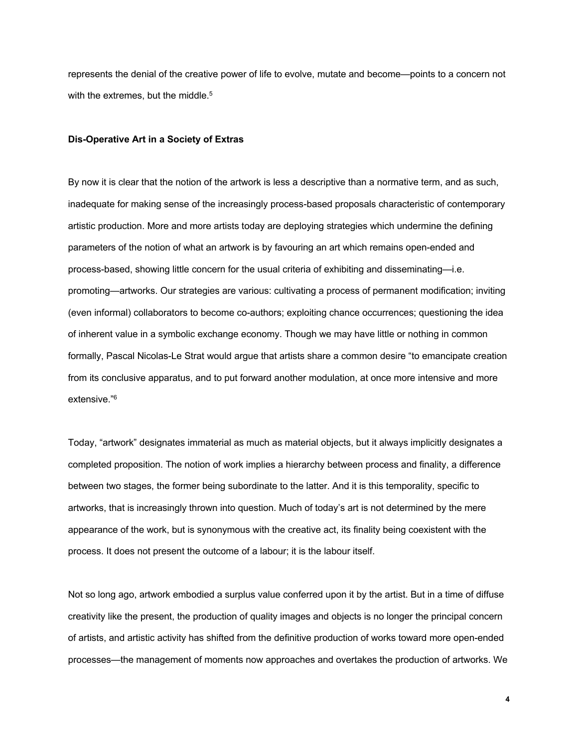represents the denial of the creative power of life to evolve, mutate and become—points to a concern not with the extremes, but the middle.[5]

**Dis-Operative Art in a Society of Extras**

By now it is clear that the notion of the artwork is less a descriptive than a normative term, and as such, inadequate for making sense of the increasingly process-based proposals characteristic of contemporary artistic production. More and more artists today are deploying strategies which undermine the defining parameters of the notion of what an artwork is by favouring an art which remains open-ended and process-based, showing little concern for the usual criteria of exhibiting and disseminating—i.e. promoting—artworks. Our strategies are various: cultivating a process of permanent modification; inviting (even informal) collaborators to become co-authors; exploiting chance occurrences; questioning the idea of inherent value in a symbolic exchange economy. Though we may have little or nothing in common formally, Pascal Nicolas-Le Strat would argue that artists share a common desire "to emancipate creation from its conclusive apparatus, and to put forward another modulation, at once more intensive and more extensive."[6]

Today, "artwork" designates immaterial as much as material objects, but it always implicitly designates a completed proposition. The notion of work implies a hierarchy between process and finality, a difference between two stages, the former being subordinate to the latter. And it is this temporality, specific to artworks, that is increasingly thrown into question. Much of today's art is not determined by the mere appearance of the work, but is synonymous with the creative act, its finality being coexistent with the process. It does not present the outcome of a labour; it is the labour itself.

Not so long ago, artwork embodied a surplus value conferred upon it by the artist. But in a time of diffuse creativity like the present, the production of quality images and objects is no longer the principal concern of artists, and artistic activity has shifted from the definitive production of works toward more open-ended processes—the management of moments now approaches and overtakes the production of artworks. We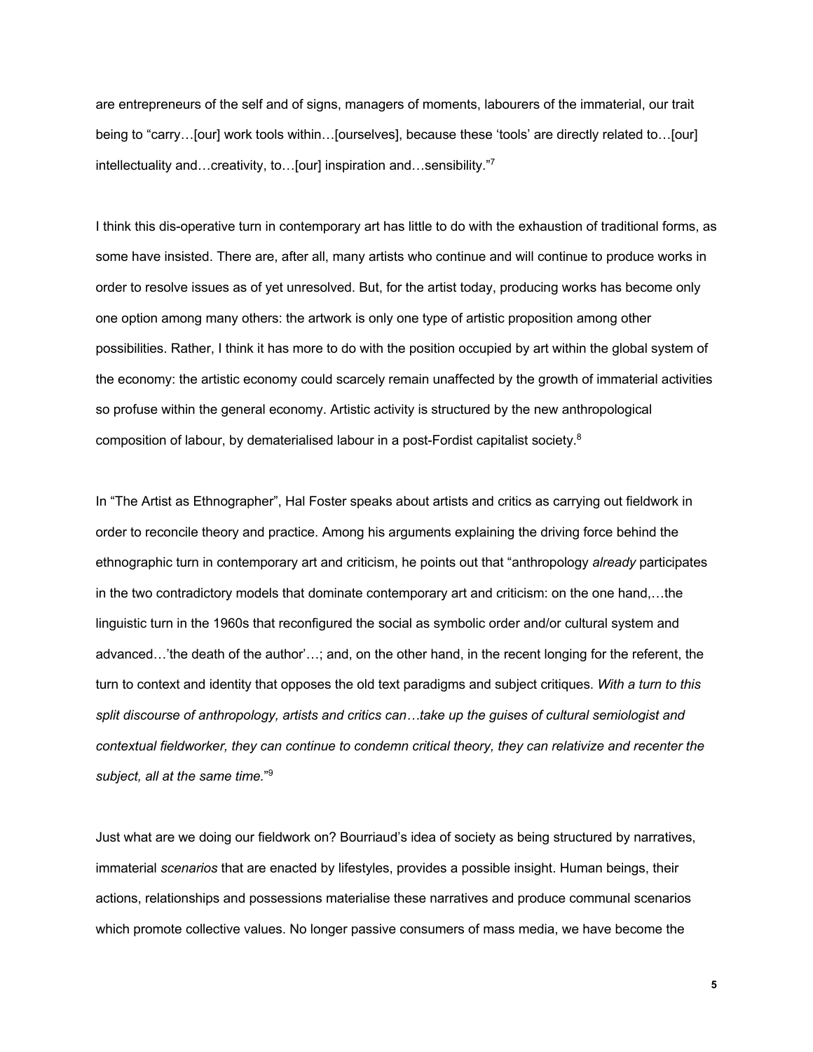are entrepreneurs of the self and of signs, managers of moments, labourers of the immaterial, our trait being to "carry…[our] work tools within…[ourselves], because these 'tools' are directly related to…[our] intellectuality and…creativity, to…[our] inspiration and…sensibility."[7]

I think this dis-operative turn in contemporary art has little to do with the exhaustion of traditional forms, as some have insisted. There are, after all, many artists who continue and will continue to produce works in order to resolve issues as of yet unresolved. But, for the artist today, producing works has become only one option among many others: the artwork is only one type of artistic proposition among other possibilities. Rather, I think it has more to do with the position occupied by art within the global system of the economy: the artistic economy could scarcely remain unaffected by the growth of immaterial activities so profuse within the general economy. Artistic activity is structured by the new anthropological composition of labour, by dematerialised labour in a post-Fordist capitalist society.[8]

In "The Artist as Ethnographer", Hal Foster speaks about artists and critics as carrying out fieldwork in order to reconcile theory and practice. Among his arguments explaining the driving force behind the ethnographic turn in contemporary art and criticism, he points out that "anthropology *already* participates in the two contradictory models that dominate contemporary art and criticism: on the one hand,…the linguistic turn in the 1960s that reconfigured the social as symbolic order and/or cultural system and advanced…'the death of the author'…; and, on the other hand, in the recent longing for the referent, the turn to context and identity that opposes the old text paradigms and subject critiques. *With a turn to this split discourse of anthropology, artists and critics can…take up the guises of cultural semiologist and contextual fieldworker, they can continue to condemn critical theory, they can relativize and recenter the subject, all at the same time.*"[9]

Just what are we doing our fieldwork on? Bourriaud's idea of society as being structured by narratives, immaterial *scenarios* that are enacted by lifestyles, provides a possible insight. Human beings, their actions, relationships and possessions materialise these narratives and produce communal scenarios which promote collective values. No longer passive consumers of mass media, we have become the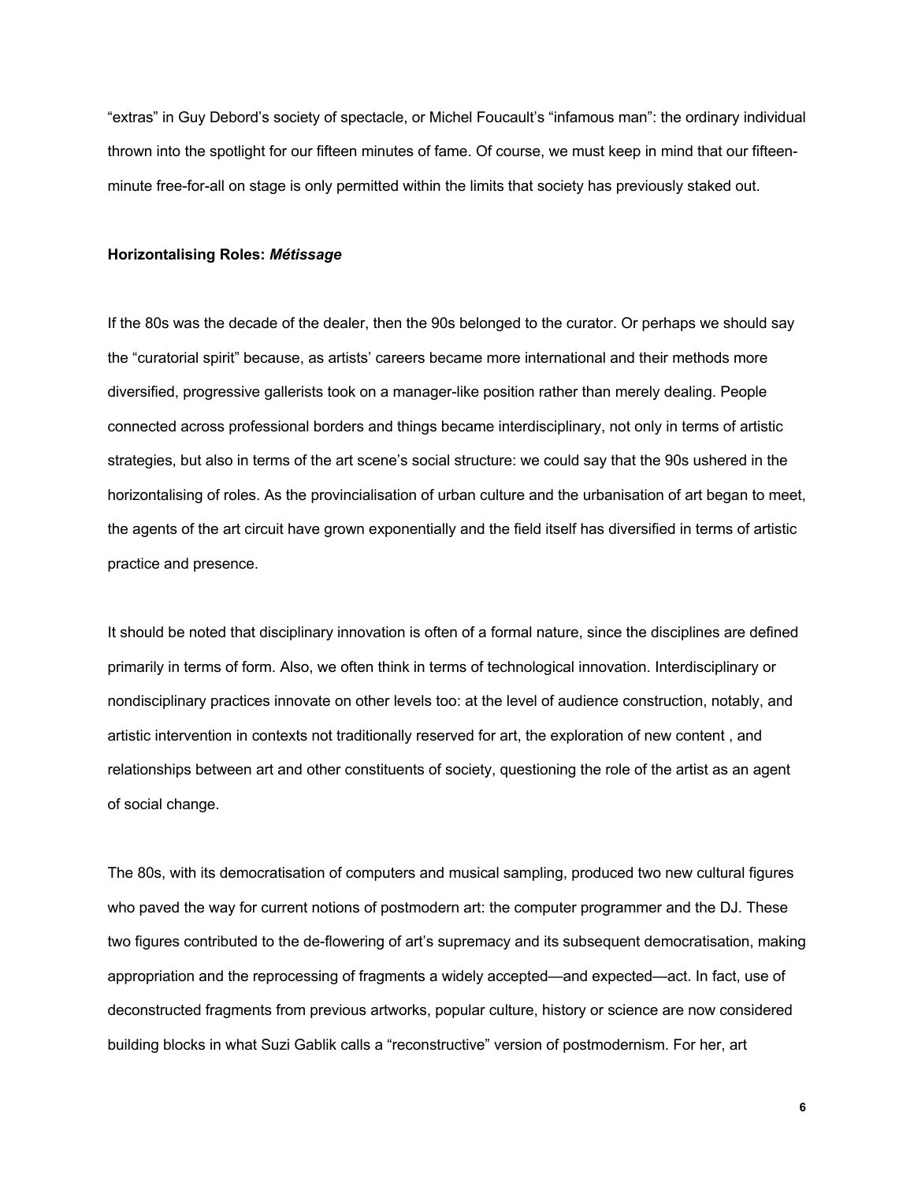"extras" in Guy Debord's society of spectacle, or Michel Foucault's "infamous man": the ordinary individual thrown into the spotlight for our fifteen minutes of fame. Of course, we must keep in mind that our fifteen-minute free-for-all on stage is only permitted within the limits that society has previously staked out.

**Horizontalising Roles: *Métissage***

If the 80s was the decade of the dealer, then the 90s belonged to the curator. Or perhaps we should say the "curatorial spirit" because, as artists' careers became more international and their methods more diversified, progressive gallerists took on a manager-like position rather than merely dealing. People connected across professional borders and things became interdisciplinary, not only in terms of artistic strategies, but also in terms of the art scene's social structure: we could say that the 90s ushered in the horizontalising of roles. As the provincialisation of urban culture and the urbanisation of art began to meet, the agents of the art circuit have grown exponentially and the field itself has diversified in terms of artistic practice and presence.

It should be noted that disciplinary innovation is often of a formal nature, since the disciplines are defined primarily in terms of form. Also, we often think in terms of technological innovation. Interdisciplinary or nondisciplinary practices innovate on other levels too: at the level of audience construction, notably, and artistic intervention in contexts not traditionally reserved for art, the exploration of new content , and relationships between art and other constituents of society, questioning the role of the artist as an agent of social change.

The 80s, with its democratisation of computers and musical sampling, produced two new cultural figures who paved the way for current notions of postmodern art: the computer programmer and the DJ. These two figures contributed to the de-flowering of art's supremacy and its subsequent democratisation, making appropriation and the reprocessing of fragments a widely accepted—and expected—act. In fact, use of deconstructed fragments from previous artworks, popular culture, history or science are now considered building blocks in what Suzi Gablik calls a "reconstructive" version of postmodernism. For her, art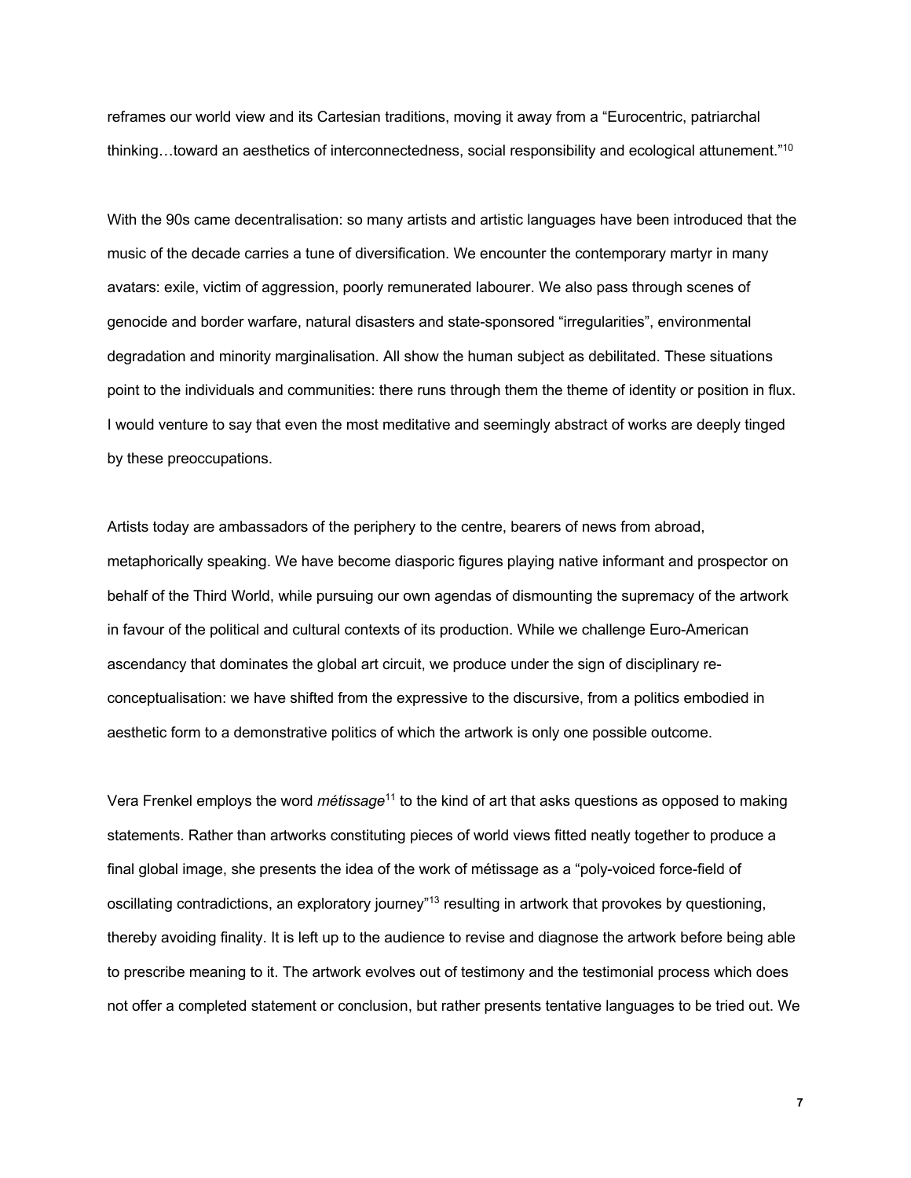reframes our world view and its Cartesian traditions, moving it away from a "Eurocentric, patriarchal thinking…toward an aesthetics of interconnectedness, social responsibility and ecological attunement."[10]

With the 90s came decentralisation: so many artists and artistic languages have been introduced that the music of the decade carries a tune of diversification. We encounter the contemporary martyr in many avatars: exile, victim of aggression, poorly remunerated labourer. We also pass through scenes of genocide and border warfare, natural disasters and state-sponsored "irregularities", environmental degradation and minority marginalisation. All show the human subject as debilitated. These situations point to the individuals and communities: there runs through them the theme of identity or position in flux. I would venture to say that even the most meditative and seemingly abstract of works are deeply tinged by these preoccupations.

Artists today are ambassadors of the periphery to the centre, bearers of news from abroad, metaphorically speaking. We have become diasporic figures playing native informant and prospector on behalf of the Third World, while pursuing our own agendas of dismounting the supremacy of the artwork in favour of the political and cultural contexts of its production. While we challenge Euro-American ascendancy that dominates the global art circuit, we produce under the sign of disciplinary re-conceptualisation: we have shifted from the expressive to the discursive, from a politics embodied in aesthetic form to a demonstrative politics of which the artwork is only one possible outcome.

Vera Frenkel employs the word *métissage*[11] to the kind of art that asks questions as opposed to making statements. Rather than artworks constituting pieces of world views fitted neatly together to produce a final global image, she presents the idea of the work of métissage as a "poly-voiced force-field of oscillating contradictions, an exploratory journey"[13] resulting in artwork that provokes by questioning, thereby avoiding finality. It is left up to the audience to revise and diagnose the artwork before being able to prescribe meaning to it. The artwork evolves out of testimony and the testimonial process which does not offer a completed statement or conclusion, but rather presents tentative languages to be tried out. We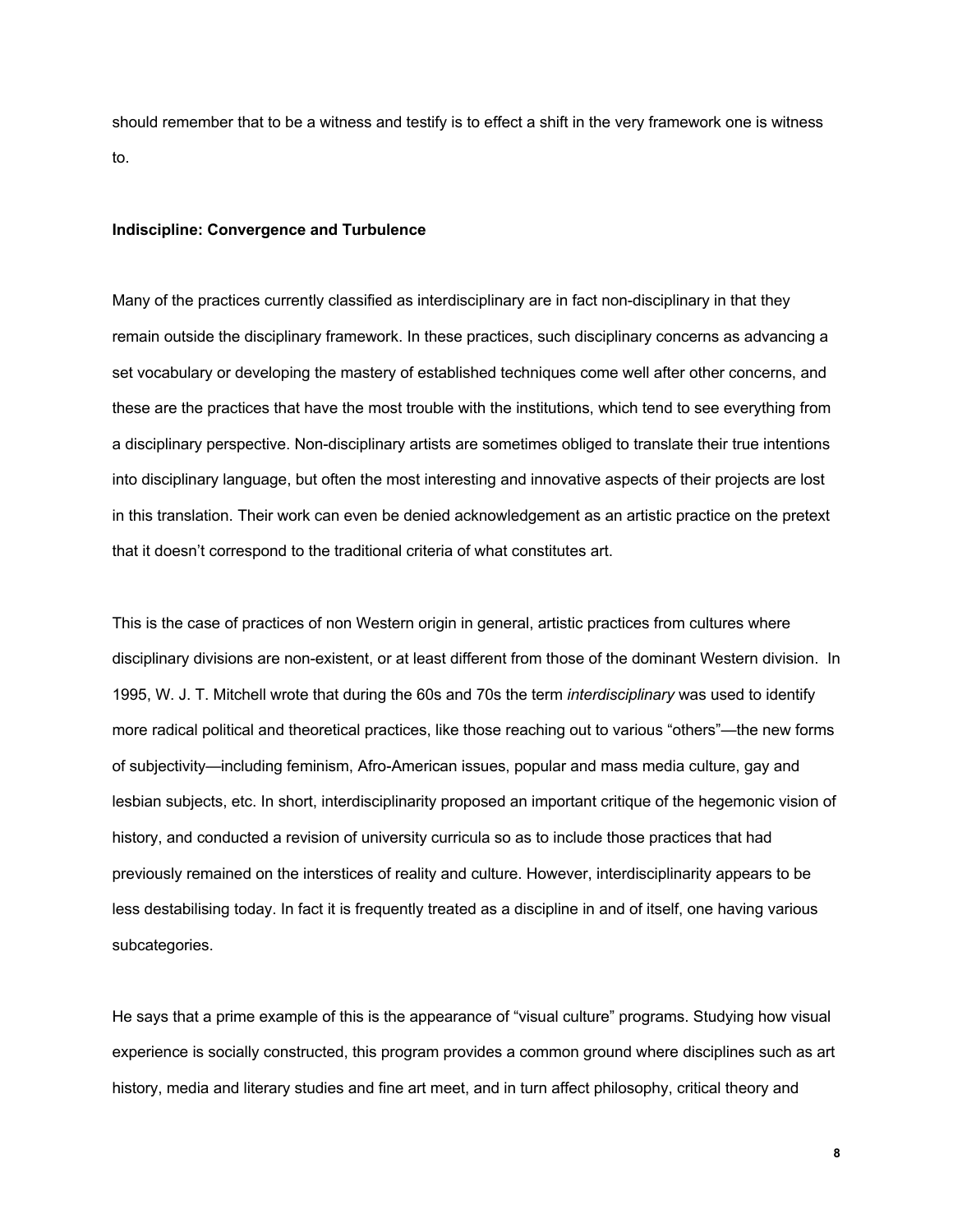should remember that to be a witness and testify is to effect a shift in the very framework one is witness to.

**Indiscipline: Convergence and Turbulence**

Many of the practices currently classified as interdisciplinary are in fact non-disciplinary in that they remain outside the disciplinary framework. In these practices, such disciplinary concerns as advancing a set vocabulary or developing the mastery of established techniques come well after other concerns, and these are the practices that have the most trouble with the institutions, which tend to see everything from a disciplinary perspective. Non-disciplinary artists are sometimes obliged to translate their true intentions into disciplinary language, but often the most interesting and innovative aspects of their projects are lost in this translation. Their work can even be denied acknowledgement as an artistic practice on the pretext that it doesn't correspond to the traditional criteria of what constitutes art.

This is the case of practices of non Western origin in general, artistic practices from cultures where disciplinary divisions are non-existent, or at least different from those of the dominant Western division. In 1995, W. J. T. Mitchell wrote that during the 60s and 70s the term *interdisciplinary* was used to identify more radical political and theoretical practices, like those reaching out to various "others"—the new forms of subjectivity—including feminism, Afro-American issues, popular and mass media culture, gay and lesbian subjects, etc. In short, interdisciplinarity proposed an important critique of the hegemonic vision of history, and conducted a revision of university curricula so as to include those practices that had previously remained on the interstices of reality and culture. However, interdisciplinarity appears to be less destabilising today. In fact it is frequently treated as a discipline in and of itself, one having various subcategories.

He says that a prime example of this is the appearance of "visual culture" programs. Studying how visual experience is socially constructed, this program provides a common ground where disciplines such as art history, media and literary studies and fine art meet, and in turn affect philosophy, critical theory and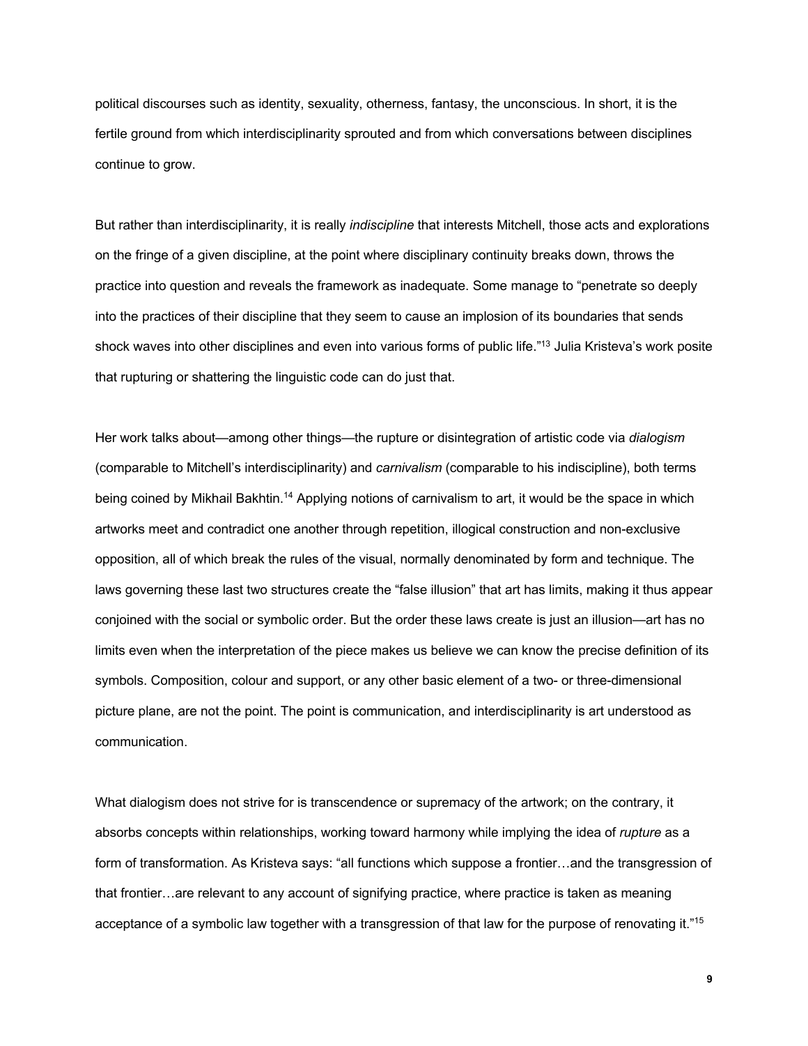political discourses such as identity, sexuality, otherness, fantasy, the unconscious. In short, it is the fertile ground from which interdisciplinarity sprouted and from which conversations between disciplines continue to grow.

But rather than interdisciplinarity, it is really *indiscipline* that interests Mitchell, those acts and explorations on the fringe of a given discipline, at the point where disciplinary continuity breaks down, throws the practice into question and reveals the framework as inadequate. Some manage to "penetrate so deeply into the practices of their discipline that they seem to cause an implosion of its boundaries that sends shock waves into other disciplines and even into various forms of public life."[13] Julia Kristeva's work posite that rupturing or shattering the linguistic code can do just that.

Her work talks about—among other things—the rupture or disintegration of artistic code via *dialogism* (comparable to Mitchell's interdisciplinarity) and *carnivalism* (comparable to his indiscipline), both terms being coined by Mikhail Bakhtin.[14] Applying notions of carnivalism to art, it would be the space in which artworks meet and contradict one another through repetition, illogical construction and non-exclusive opposition, all of which break the rules of the visual, normally denominated by form and technique. The laws governing these last two structures create the "false illusion" that art has limits, making it thus appear conjoined with the social or symbolic order. But the order these laws create is just an illusion—art has no limits even when the interpretation of the piece makes us believe we can know the precise definition of its symbols. Composition, colour and support, or any other basic element of a two- or three-dimensional picture plane, are not the point. The point is communication, and interdisciplinarity is art understood as communication.

What dialogism does not strive for is transcendence or supremacy of the artwork; on the contrary, it absorbs concepts within relationships, working toward harmony while implying the idea of *rupture* as a form of transformation. As Kristeva says: "all functions which suppose a frontier…and the transgression of that frontier…are relevant to any account of signifying practice, where practice is taken as meaning acceptance of a symbolic law together with a transgression of that law for the purpose of renovating it."[15]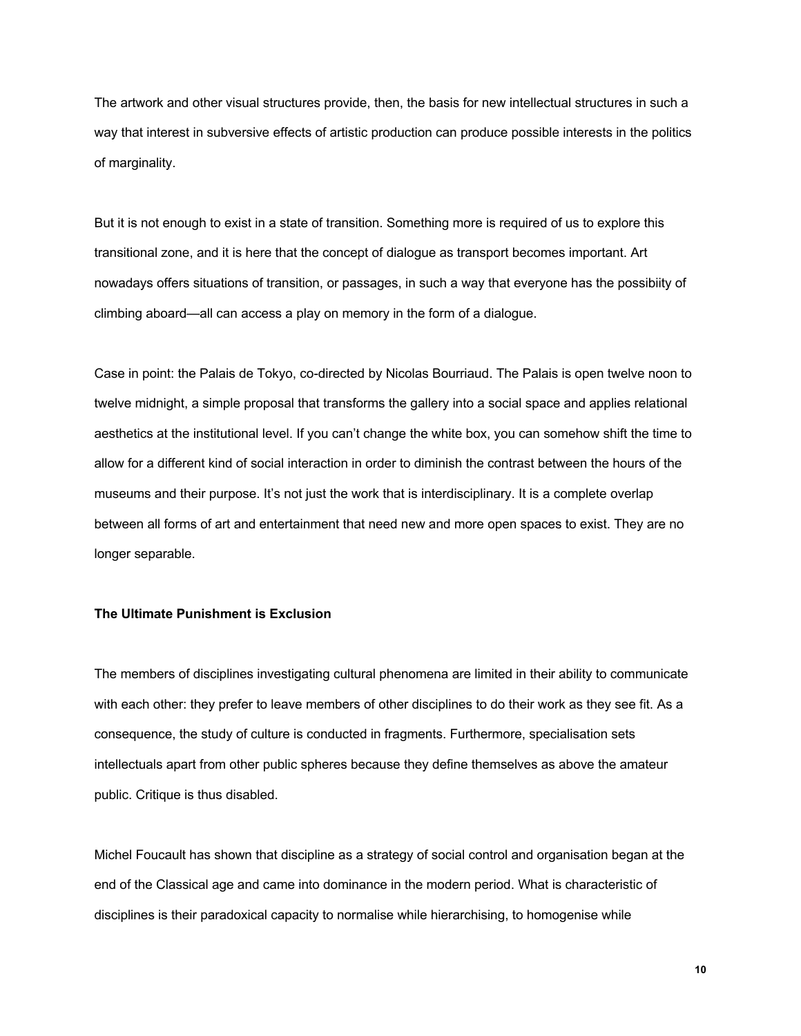The artwork and other visual structures provide, then, the basis for new intellectual structures in such a way that interest in subversive effects of artistic production can produce possible interests in the politics of marginality.

But it is not enough to exist in a state of transition. Something more is required of us to explore this transitional zone, and it is here that the concept of dialogue as transport becomes important. Art nowadays offers situations of transition, or passages, in such a way that everyone has the possibiity of climbing aboard—all can access a play on memory in the form of a dialogue.

Case in point: the Palais de Tokyo, co-directed by Nicolas Bourriaud. The Palais is open twelve noon to twelve midnight, a simple proposal that transforms the gallery into a social space and applies relational aesthetics at the institutional level. If you can't change the white box, you can somehow shift the time to allow for a different kind of social interaction in order to diminish the contrast between the hours of the museums and their purpose. It's not just the work that is interdisciplinary. It is a complete overlap between all forms of art and entertainment that need new and more open spaces to exist. They are no longer separable.

**The Ultimate Punishment is Exclusion**

The members of disciplines investigating cultural phenomena are limited in their ability to communicate with each other: they prefer to leave members of other disciplines to do their work as they see fit. As a consequence, the study of culture is conducted in fragments. Furthermore, specialisation sets intellectuals apart from other public spheres because they define themselves as above the amateur public. Critique is thus disabled.

Michel Foucault has shown that discipline as a strategy of social control and organisation began at the end of the Classical age and came into dominance in the modern period. What is characteristic of disciplines is their paradoxical capacity to normalise while hierarchising, to homogenise while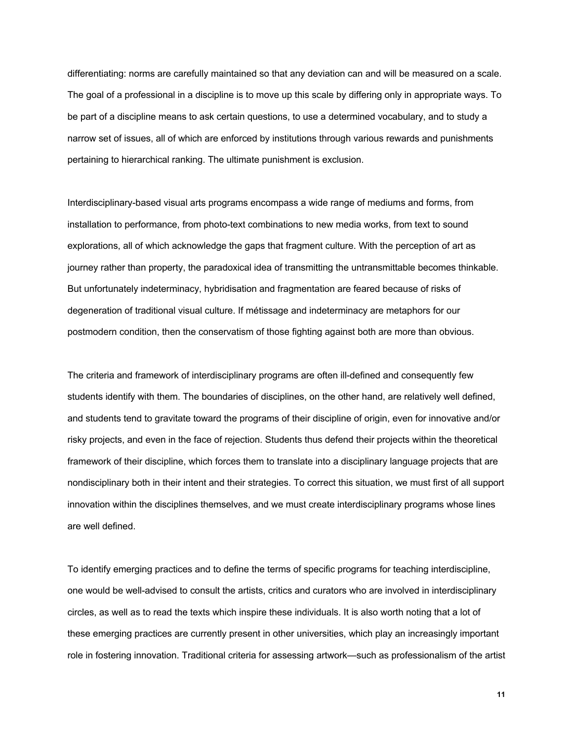differentiating: norms are carefully maintained so that any deviation can and will be measured on a scale. The goal of a professional in a discipline is to move up this scale by differing only in appropriate ways. To be part of a discipline means to ask certain questions, to use a determined vocabulary, and to study a narrow set of issues, all of which are enforced by institutions through various rewards and punishments pertaining to hierarchical ranking. The ultimate punishment is exclusion.

Interdisciplinary-based visual arts programs encompass a wide range of mediums and forms, from installation to performance, from photo-text combinations to new media works, from text to sound explorations, all of which acknowledge the gaps that fragment culture. With the perception of art as journey rather than property, the paradoxical idea of transmitting the untransmittable becomes thinkable. But unfortunately indeterminacy, hybridisation and fragmentation are feared because of risks of degeneration of traditional visual culture. If métissage and indeterminacy are metaphors for our postmodern condition, then the conservatism of those fighting against both are more than obvious.

The criteria and framework of interdisciplinary programs are often ill-defined and consequently few students identify with them. The boundaries of disciplines, on the other hand, are relatively well defined, and students tend to gravitate toward the programs of their discipline of origin, even for innovative and/or risky projects, and even in the face of rejection. Students thus defend their projects within the theoretical framework of their discipline, which forces them to translate into a disciplinary language projects that are nondisciplinary both in their intent and their strategies. To correct this situation, we must first of all support innovation within the disciplines themselves, and we must create interdisciplinary programs whose lines are well defined.

To identify emerging practices and to define the terms of specific programs for teaching interdiscipline, one would be well-advised to consult the artists, critics and curators who are involved in interdisciplinary circles, as well as to read the texts which inspire these individuals. It is also worth noting that a lot of these emerging practices are currently present in other universities, which play an increasingly important role in fostering innovation. Traditional criteria for assessing artwork—such as professionalism of the artist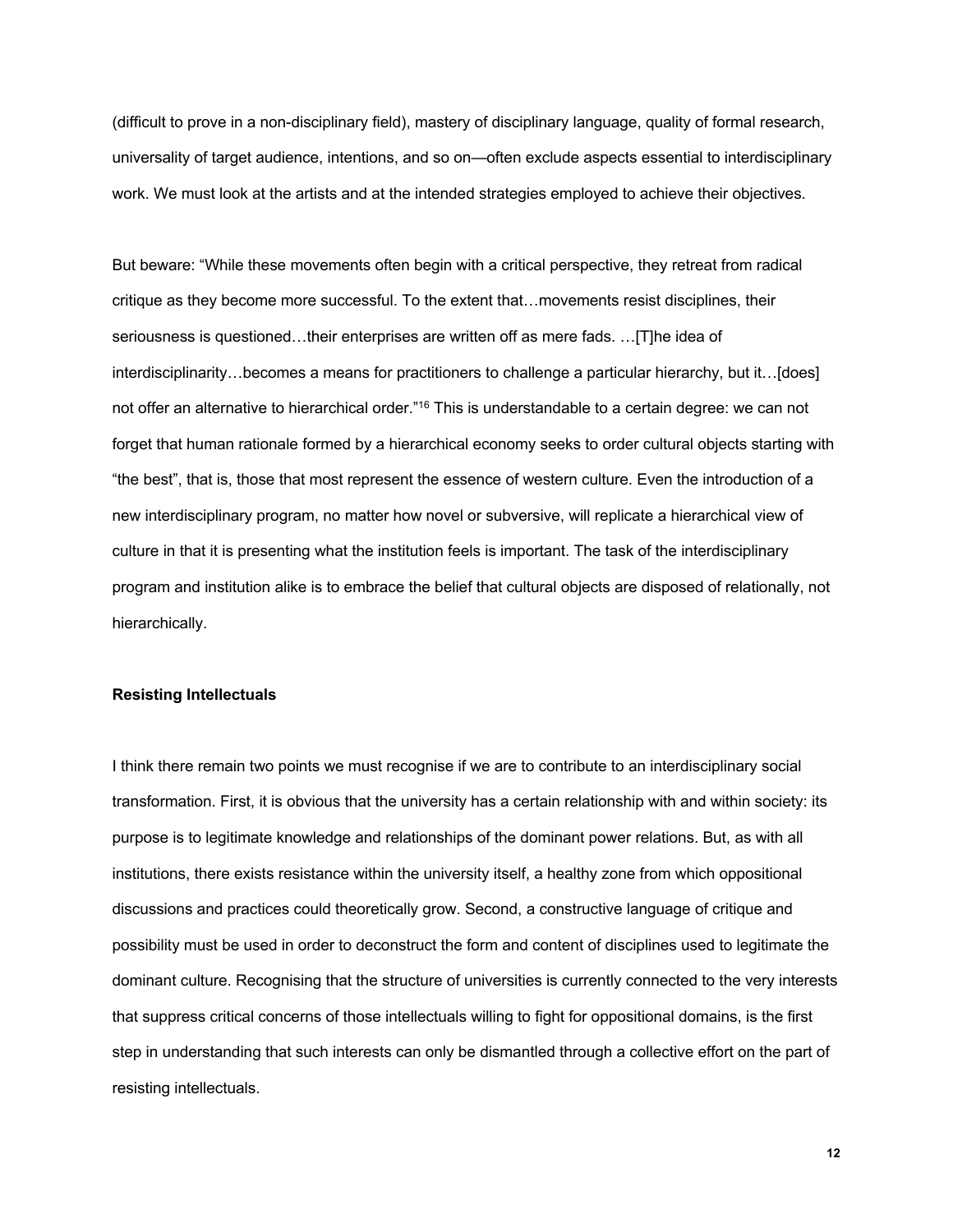(difficult to prove in a non-disciplinary field), mastery of disciplinary language, quality of formal research, universality of target audience, intentions, and so on—often exclude aspects essential to interdisciplinary work. We must look at the artists and at the intended strategies employed to achieve their objectives.

But beware: "While these movements often begin with a critical perspective, they retreat from radical critique as they become more successful. To the extent that…movements resist disciplines, their seriousness is questioned…their enterprises are written off as mere fads. …[T]he idea of interdisciplinarity…becomes a means for practitioners to challenge a particular hierarchy, but it…[does] not offer an alternative to hierarchical order."[16] This is understandable to a certain degree: we can not forget that human rationale formed by a hierarchical economy seeks to order cultural objects starting with "the best", that is, those that most represent the essence of western culture. Even the introduction of a new interdisciplinary program, no matter how novel or subversive, will replicate a hierarchical view of culture in that it is presenting what the institution feels is important. The task of the interdisciplinary program and institution alike is to embrace the belief that cultural objects are disposed of relationally, not hierarchically.

**Resisting Intellectuals**

I think there remain two points we must recognise if we are to contribute to an interdisciplinary social transformation. First, it is obvious that the university has a certain relationship with and within society: its purpose is to legitimate knowledge and relationships of the dominant power relations. But, as with all institutions, there exists resistance within the university itself, a healthy zone from which oppositional discussions and practices could theoretically grow. Second, a constructive language of critique and possibility must be used in order to deconstruct the form and content of disciplines used to legitimate the dominant culture. Recognising that the structure of universities is currently connected to the very interests that suppress critical concerns of those intellectuals willing to fight for oppositional domains, is the first step in understanding that such interests can only be dismantled through a collective effort on the part of resisting intellectuals.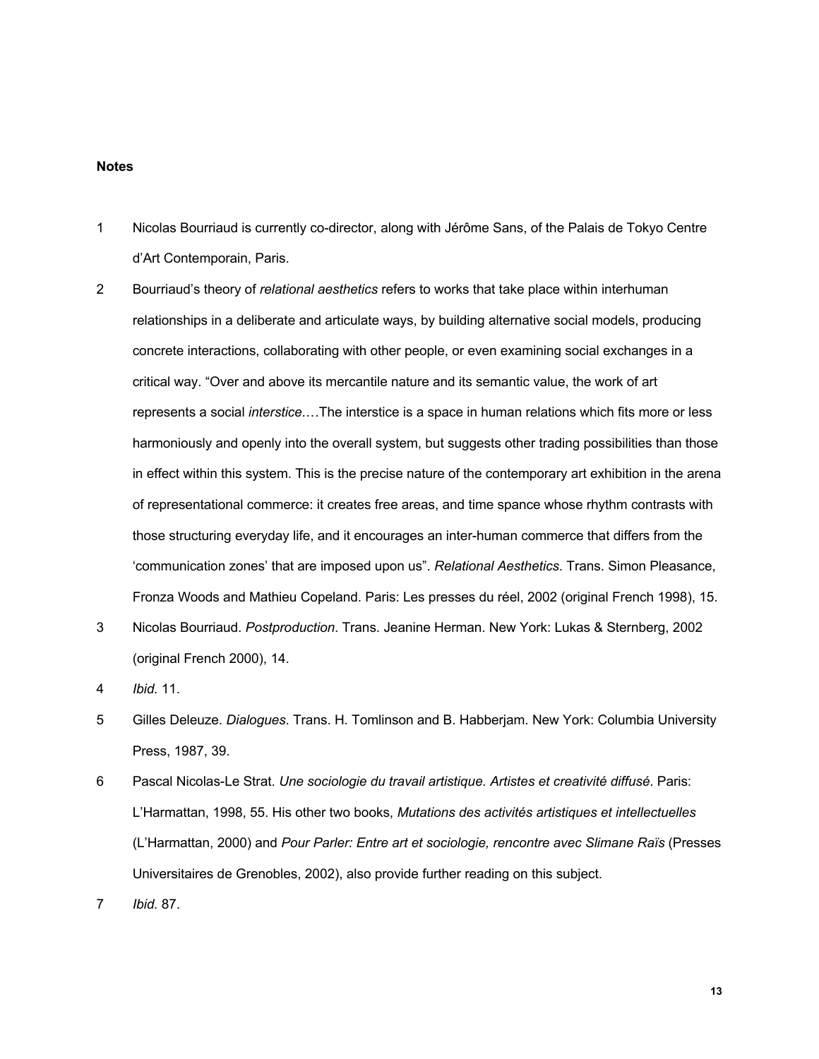**Notes**

1 Nicolas Bourriaud is currently co-director, along with Jérôme Sans, of the Palais de Tokyo Centre d'Art Contemporain, Paris.

2 Bourriaud's theory of *relational aesthetics* refers to works that take place within interhuman relationships in a deliberate and articulate ways, by building alternative social models, producing concrete interactions, collaborating with other people, or even examining social exchanges in a critical way. "Over and above its mercantile nature and its semantic value, the work of art represents a social *interstice*.…The interstice is a space in human relations which fits more or less harmoniously and openly into the overall system, but suggests other trading possibilities than those in effect within this system. This is the precise nature of the contemporary art exhibition in the arena of representational commerce: it creates free areas, and time spance whose rhythm contrasts with those structuring everyday life, and it encourages an inter-human commerce that differs from the 'communication zones' that are imposed upon us". *Relational Aesthetics*. Trans. Simon Pleasance, Fronza Woods and Mathieu Copeland. Paris: Les presses du réel, 2002 (original French 1998), 15.

3 Nicolas Bourriaud. *Postproduction*. Trans. Jeanine Herman. New York: Lukas & Sternberg, 2002 (original French 2000), 14.

4 *Ibid.* 11.

5 Gilles Deleuze. *Dialogues*. Trans. H. Tomlinson and B. Habberjam. New York: Columbia University Press, 1987, 39.

6 Pascal Nicolas-Le Strat. *Une sociologie du travail artistique. Artistes et creativité diffusé*. Paris: L'Harmattan, 1998, 55. His other two books, *Mutations des activités artistiques et intellectuelles* (L'Harmattan, 2000) and *Pour Parler: Entre art et sociologie, rencontre avec Slimane Raïs* (Presses Universitaires de Grenobles, 2002), also provide further reading on this subject.

7 *Ibid.* 87.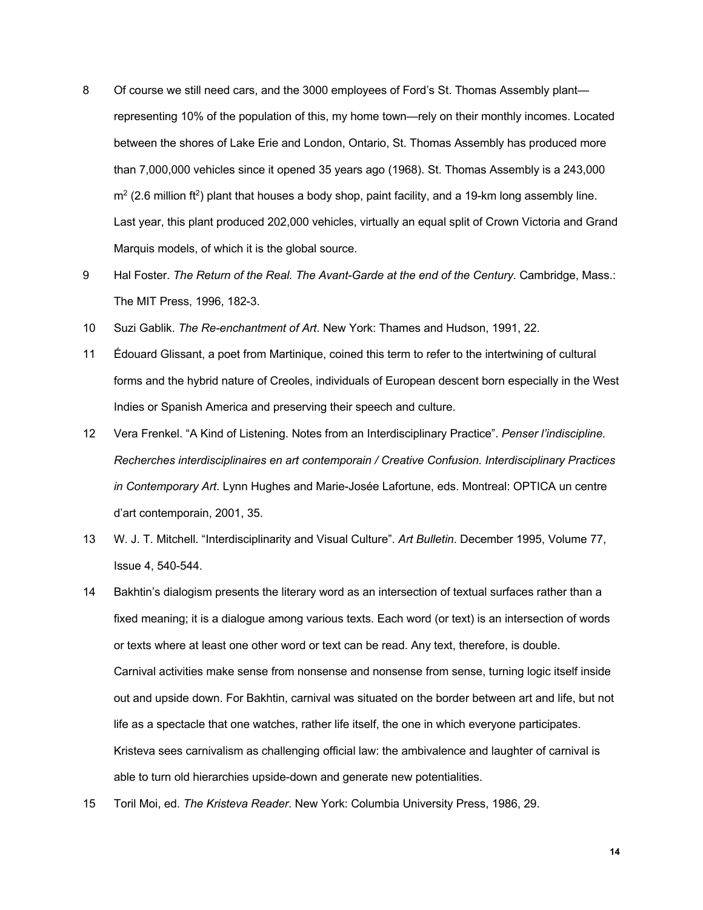8 Of course we still need cars, and the 3000 employees of Ford's St. Thomas Assembly plant—representing 10% of the population of this, my home town—rely on their monthly incomes. Located between the shores of Lake Erie and London, Ontario, St. Thomas Assembly has produced more than 7,000,000 vehicles since it opened 35 years ago (1968). St. Thomas Assembly is a 243,000 $m^2$ (2.6 million $ft^2$) plant that houses a body shop, paint facility, and a 19-km long assembly line. Last year, this plant produced 202,000 vehicles, virtually an equal split of Crown Victoria and Grand Marquis models, of which it is the global source.

9 Hal Foster. *The Return of the Real. The Avant-Garde at the end of the Century*. Cambridge, Mass.: The MIT Press, 1996, 182-3.

10 Suzi Gablik. *The Re-enchantment of Art*. New York: Thames and Hudson, 1991, 22.

11 Édouard Glissant, a poet from Martinique, coined this term to refer to the intertwining of cultural forms and the hybrid nature of Creoles, individuals of European descent born especially in the West Indies or Spanish America and preserving their speech and culture.

12 Vera Frenkel. "A Kind of Listening. Notes from an Interdisciplinary Practice". *Penser l'indiscipline. Recherches interdisciplinaires en art contemporain / Creative Confusion. Interdisciplinary Practices in Contemporary Art*. Lynn Hughes and Marie-Josée Lafortune, eds. Montreal: OPTICA un centre d'art contemporain, 2001, 35.

13 W. J. T. Mitchell. "Interdisciplinarity and Visual Culture". *Art Bulletin*. December 1995, Volume 77, Issue 4, 540-544.

14 Bakhtin's dialogism presents the literary word as an intersection of textual surfaces rather than a fixed meaning; it is a dialogue among various texts. Each word (or text) is an intersection of words or texts where at least one other word or text can be read. Any text, therefore, is double. Carnival activities make sense from nonsense and nonsense from sense, turning logic itself inside out and upside down. For Bakhtin, carnival was situated on the border between art and life, but not life as a spectacle that one watches, rather life itself, the one in which everyone participates. Kristeva sees carnivalism as challenging official law: the ambivalence and laughter of carnival is able to turn old hierarchies upside-down and generate new potentialities.

15 Toril Moi, ed. *The Kristeva Reader*. New York: Columbia University Press, 1986, 29.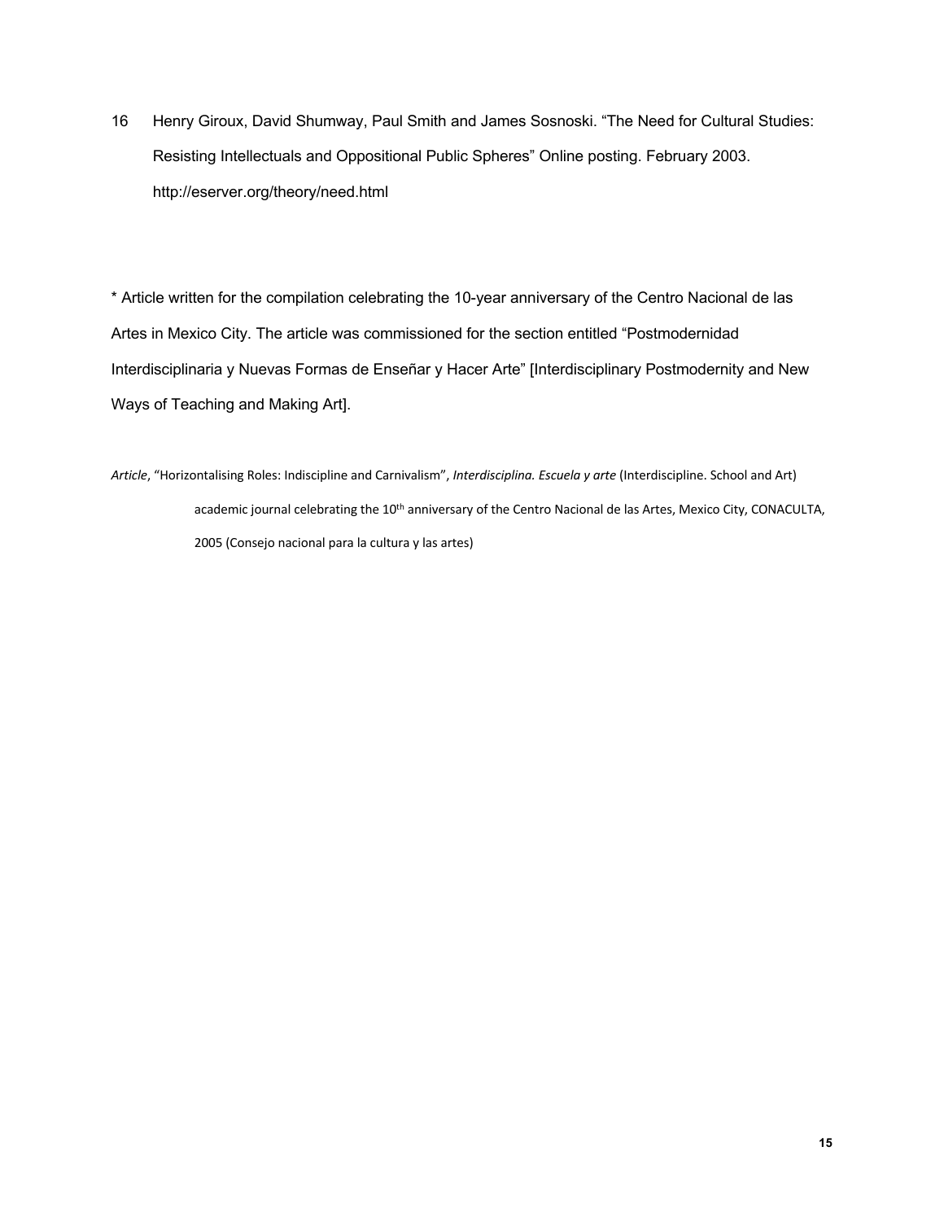16 Henry Giroux, David Shumway, Paul Smith and James Sosnoski. “The Need for Cultural Studies: Resisting Intellectuals and Oppositional Public Spheres” Online posting. February 2003. http://eserver.org/theory/need.html

* Article written for the compilation celebrating the 10-year anniversary of the Centro Nacional de las Artes in Mexico City. The article was commissioned for the section entitled “Postmodernidad Interdisciplinaria y Nuevas Formas de Enseñar y Hacer Arte” [Interdisciplinary Postmodernity and New Ways of Teaching and Making Art].

*Article*, “Horizontalising Roles: Indiscipline and Carnivalism”, *Interdisciplina. Escuela y arte* (Interdiscipline. School and Art) academic journal celebrating the 10th anniversary of the Centro Nacional de las Artes, Mexico City, CONACULTA, 2005 (Consejo nacional para la cultura y las artes)